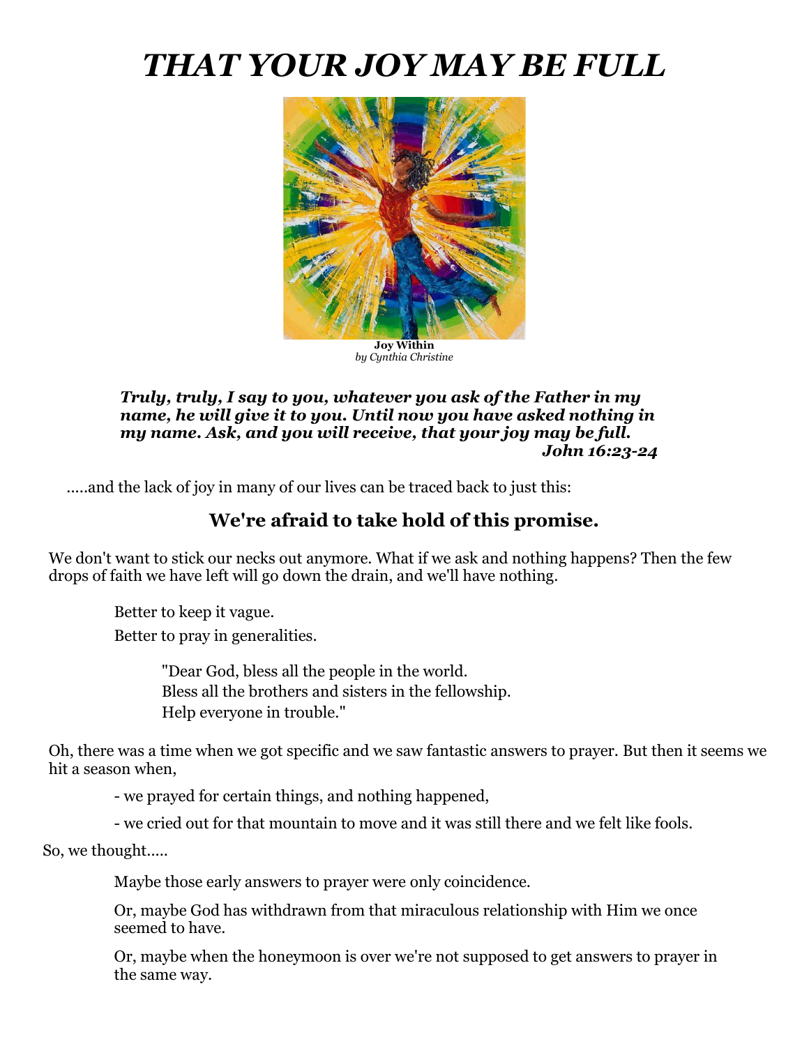# *THAT YOUR JOY MAY BE FULL*

**Joy Within**
*by Cynthia Christine*

> ***Truly, truly, I say to you, whatever you ask of the Father in my name, he will give it to you. Until now you have asked nothing in my name. Ask, and you will receive, that your joy may be full.***
> ***John 16:23-24***

.....and the lack of joy in many of our lives can be traced back to just this:

## We're afraid to take hold of this promise.

We don't want to stick our necks out anymore. What if we ask and nothing happens? Then the few drops of faith we have left will go down the drain, and we'll have nothing.

Better to keep it vague.

Better to pray in generalities.

"Dear God, bless all the people in the world.
Bless all the brothers and sisters in the fellowship.
Help everyone in trouble."

Oh, there was a time when we got specific and we saw fantastic answers to prayer. But then it seems we hit a season when,

- we prayed for certain things, and nothing happened,
- we cried out for that mountain to move and it was still there and we felt like fools.

So, we thought.....

Maybe those early answers to prayer were only coincidence.

Or, maybe God has withdrawn from that miraculous relationship with Him we once seemed to have.

Or, maybe when the honeymoon is over we're not supposed to get answers to prayer in the same way.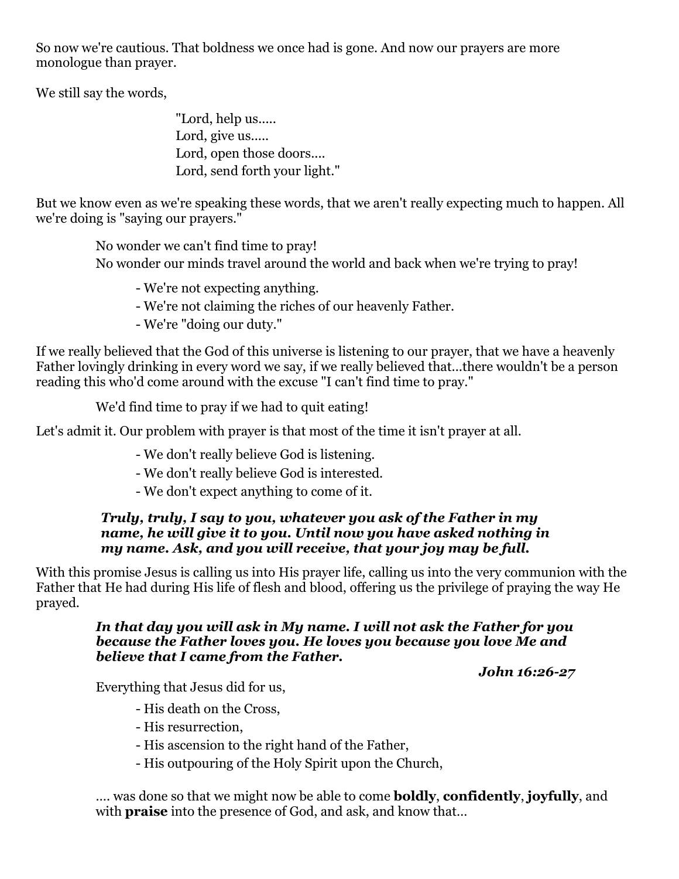So now we're cautious. That boldness we once had is gone. And now our prayers are more monologue than prayer.

We still say the words,

> "Lord, help us.....
> Lord, give us.....
> Lord, open those doors....
> Lord, send forth your light."

But we know even as we're speaking these words, that we aren't really expecting much to happen. All we're doing is "saying our prayers."

> No wonder we can't find time to pray!
> No wonder our minds travel around the world and back when we're trying to pray!

- We're not expecting anything.
- We're not claiming the riches of our heavenly Father.
- We're "doing our duty."

If we really believed that the God of this universe is listening to our prayer, that we have a heavenly Father lovingly drinking in every word we say, if we really believed that...there wouldn't be a person reading this who'd come around with the excuse "I can't find time to pray."

> We'd find time to pray if we had to quit eating!

Let's admit it. Our problem with prayer is that most of the time it isn't prayer at all.

- We don't really believe God is listening.
- We don't really believe God is interested.
- We don't expect anything to come of it.

> ***Truly, truly, I say to you, whatever you ask of the Father in my name, he will give it to you. Until now you have asked nothing in my name. Ask, and you will receive, that your joy may be full.***

With this promise Jesus is calling us into His prayer life, calling us into the very communion with the Father that He had during His life of flesh and blood, offering us the privilege of praying the way He prayed.

> ***In that day you will ask in My name. I will not ask the Father for you because the Father loves you. He loves you because you love Me and believe that I came from the Father.***
>
> ***John 16:26-27***

Everything that Jesus did for us,

- His death on the Cross,
- His resurrection,
- His ascension to the right hand of the Father,
- His outpouring of the Holy Spirit upon the Church,

.... was done so that we might now be able to come **boldly**, **confidently**, **joyfully**, and with **praise** into the presence of God, and ask, and know that...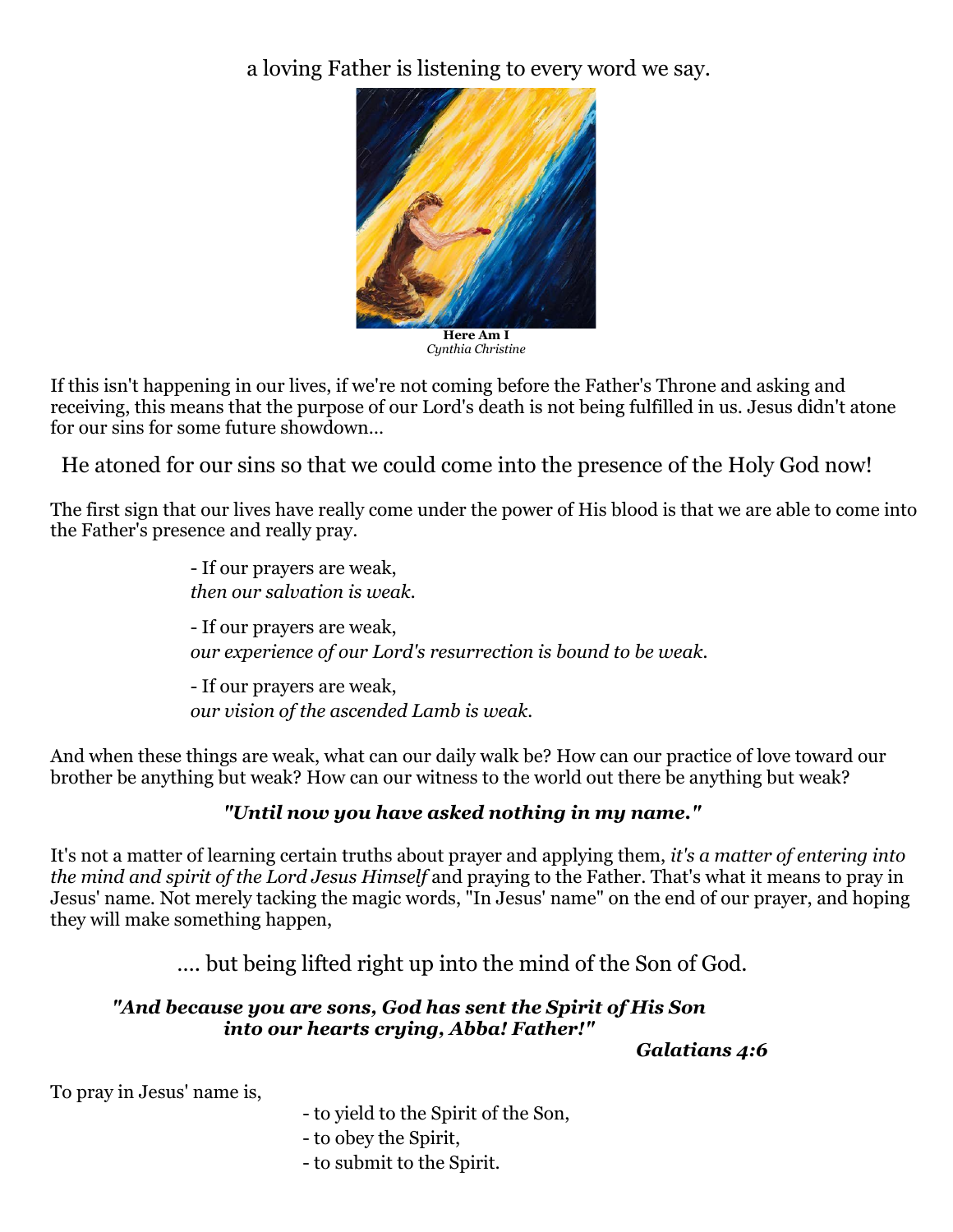a loving Father is listening to every word we say.

**Here Am I**
*Cynthia Christine*

If this isn't happening in our lives, if we're not coming before the Father's Throne and asking and receiving, this means that the purpose of our Lord's death is not being fulfilled in us. Jesus didn't atone for our sins for some future showdown…

He atoned for our sins so that we could come into the presence of the Holy God now!

The first sign that our lives have really come under the power of His blood is that we are able to come into the Father's presence and really pray.

- If our prayers are weak,
*then our salvation is weak.*

- If our prayers are weak,
*our experience of our Lord's resurrection is bound to be weak.*

- If our prayers are weak,
*our vision of the ascended Lamb is weak.*

And when these things are weak, what can our daily walk be? How can our practice of love toward our brother be anything but weak? How can our witness to the world out there be anything but weak?

***"Until now you have asked nothing in my name."***

It's not a matter of learning certain truths about prayer and applying them, *it's a matter of entering into the mind and spirit of the Lord Jesus Himself* and praying to the Father. That's what it means to pray in Jesus' name. Not merely tacking the magic words, "In Jesus' name" on the end of our prayer, and hoping they will make something happen,

.... but being lifted right up into the mind of the Son of God.

***"And because you are sons, God has sent the Spirit of His Son into our hearts crying, Abba! Father!"***
***Galatians 4:6***

To pray in Jesus' name is,

- to yield to the Spirit of the Son,
- to obey the Spirit,
- to submit to the Spirit.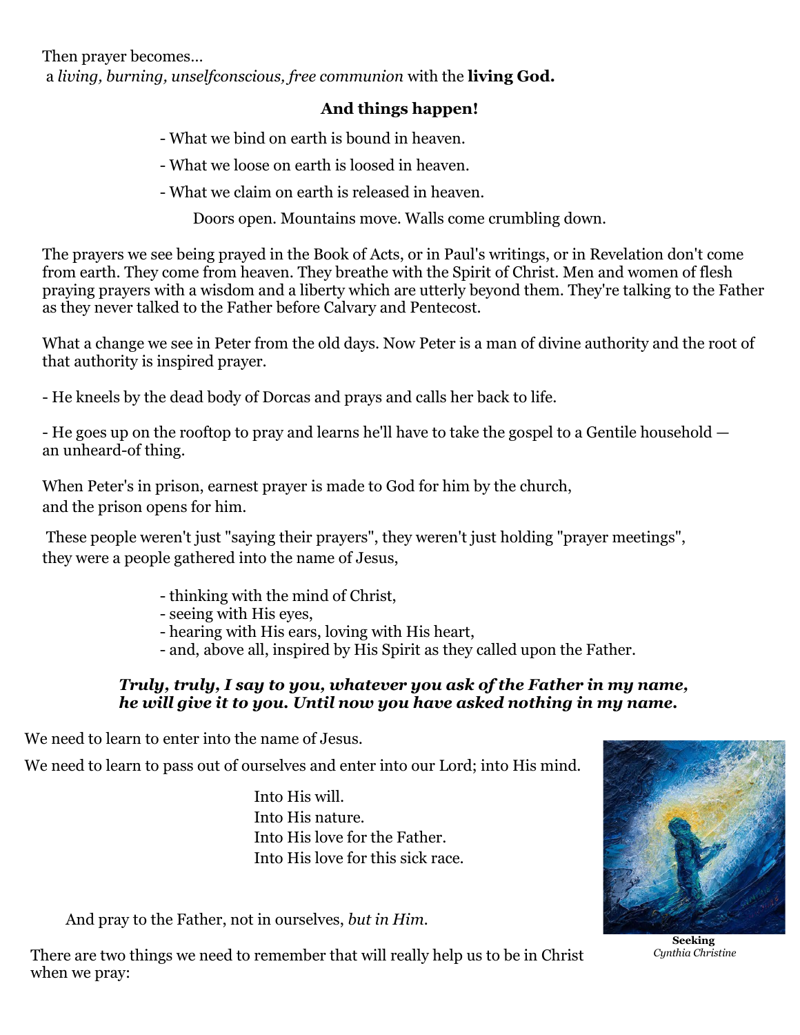Then prayer becomes...
a *living, burning, unselfconscious, free communion* with the **living God.**

**And things happen!**

- What we bind on earth is bound in heaven.
- What we loose on earth is loosed in heaven.
- What we claim on earth is released in heaven.

Doors open. Mountains move. Walls come crumbling down.

The prayers we see being prayed in the Book of Acts, or in Paul's writings, or in Revelation don't come from earth. They come from heaven. They breathe with the Spirit of Christ. Men and women of flesh praying prayers with a wisdom and a liberty which are utterly beyond them. They're talking to the Father as they never talked to the Father before Calvary and Pentecost.

What a change we see in Peter from the old days. Now Peter is a man of divine authority and the root of that authority is inspired prayer.

- He kneels by the dead body of Dorcas and prays and calls her back to life.

- He goes up on the rooftop to pray and learns he'll have to take the gospel to a Gentile household — an unheard-of thing.

When Peter's in prison, earnest prayer is made to God for him by the church,
and the prison opens for him.

These people weren't just "saying their prayers", they weren't just holding "prayer meetings", they were a people gathered into the name of Jesus,

- thinking with the mind of Christ,
- seeing with His eyes,
- hearing with His ears, loving with His heart,
- and, above all, inspired by His Spirit as they called upon the Father.

***Truly, truly, I say to you, whatever you ask of the Father in my name, he will give it to you. Until now you have asked nothing in my name.***

We need to learn to enter into the name of Jesus.

We need to learn to pass out of ourselves and enter into our Lord; into His mind.

Into His will.
Into His nature.
Into His love for the Father.
Into His love for this sick race.

And pray to the Father, not in ourselves, *but in Him.*

**Seeking**
*Cynthia Christine*

There are two things we need to remember that will really help us to be in Christ when we pray: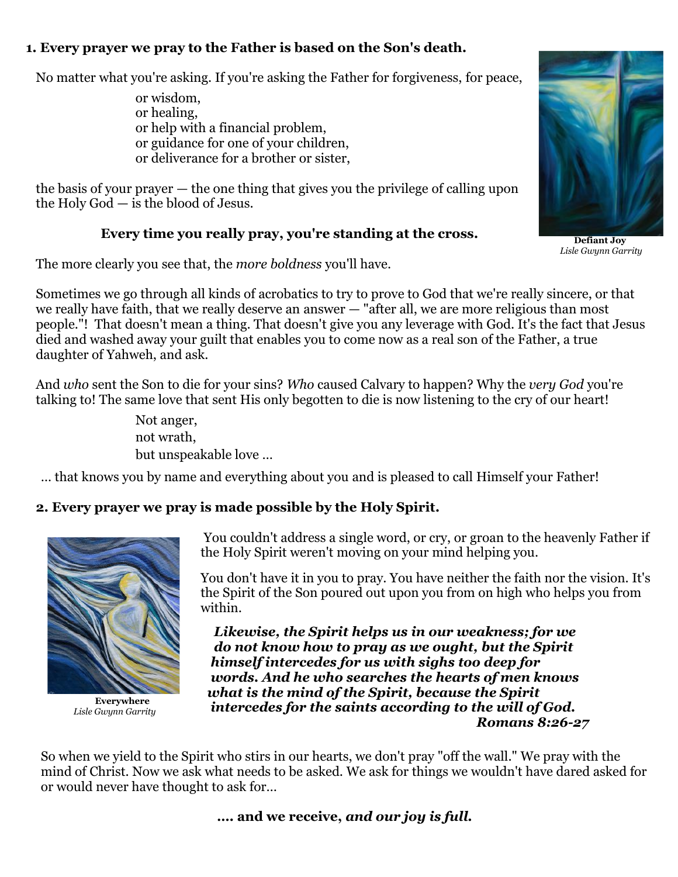**1. Every prayer we pray to the Father is based on the Son's death.**

No matter what you're asking. If you're asking the Father for forgiveness, for peace,

or wisdom,  
or healing,  
or help with a financial problem,  
or guidance for one of your children,  
or deliverance for a brother or sister,

the basis of your prayer — the one thing that gives you the privilege of calling upon the Holy God — is the blood of Jesus.

**Every time you really pray, you're standing at the cross.**

**Defiant Joy**  
*Lisle Gwynn Garrity*

The more clearly you see that, the *more boldness* you'll have.

Sometimes we go through all kinds of acrobatics to try to prove to God that we're really sincere, or that we really have faith, that we really deserve an answer — "after all, we are more religious than most people."! That doesn't mean a thing. That doesn't give you any leverage with God. It's the fact that Jesus died and washed away your guilt that enables you to come now as a real son of the Father, a true daughter of Yahweh, and ask.

And *who* sent the Son to die for your sins? *Who* caused Calvary to happen? Why the *very God* you're talking to! The same love that sent His only begotten to die is now listening to the cry of our heart!

Not anger,  
not wrath,  
but unspeakable love ...

... that knows you by name and everything about you and is pleased to call Himself your Father!

**2. Every prayer we pray is made possible by the Holy Spirit.**

**Everywhere**  
*Lisle Gwynn Garrity*

You couldn't address a single word, or cry, or groan to the heavenly Father if the Holy Spirit weren't moving on your mind helping you.

You don't have it in you to pray. You have neither the faith nor the vision. It's the Spirit of the Son poured out upon you from on high who helps you from within.

***Likewise, the Spirit helps us in our weakness; for we do not know how to pray as we ought, but the Spirit himself intercedes for us with sighs too deep for words. And he who searches the hearts of men knows what is the mind of the Spirit, because the Spirit intercedes for the saints according to the will of God.***  
***Romans 8:26-27***

So when we yield to the Spirit who stirs in our hearts, we don't pray "off the wall." We pray with the mind of Christ. Now we ask what needs to be asked. We ask for things we wouldn't have dared asked for or would never have thought to ask for…

**…. and we receive, *and our joy is full.***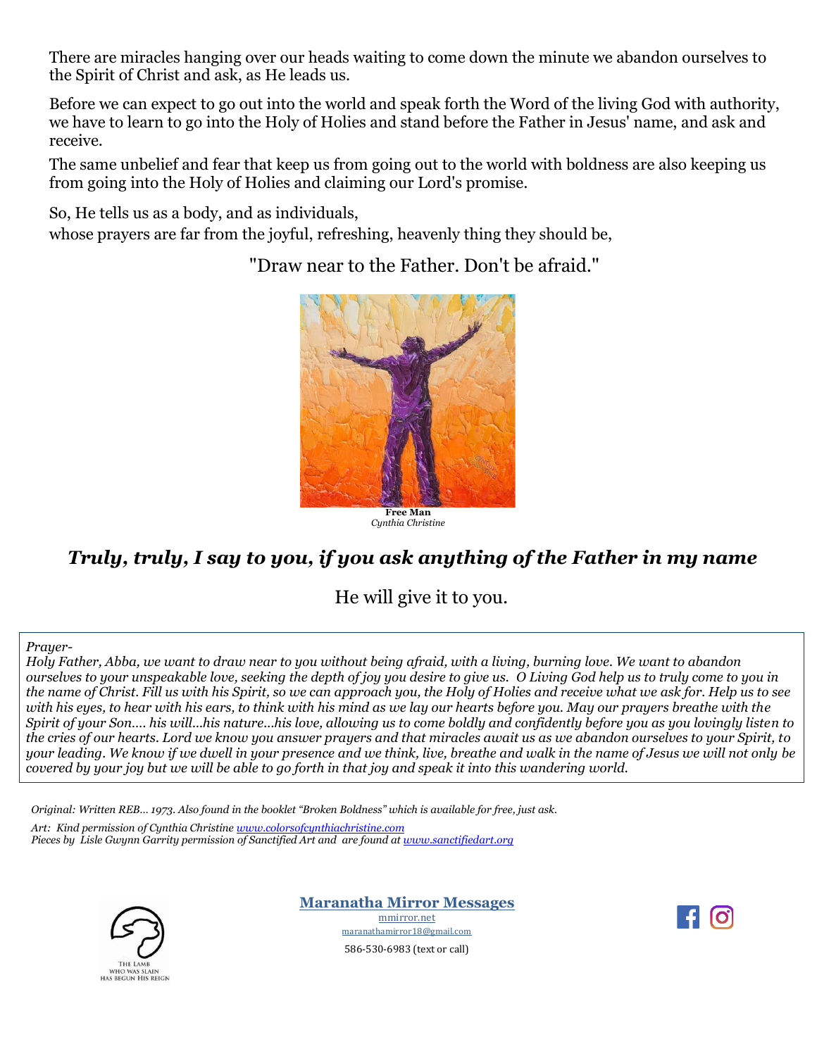There are miracles hanging over our heads waiting to come down the minute we abandon ourselves to the Spirit of Christ and ask, as He leads us.

Before we can expect to go out into the world and speak forth the Word of the living God with authority, we have to learn to go into the Holy of Holies and stand before the Father in Jesus' name, and ask and receive.

The same unbelief and fear that keep us from going out to the world with boldness are also keeping us from going into the Holy of Holies and claiming our Lord's promise.

So, He tells us as a body, and as individuals,
whose prayers are far from the joyful, refreshing, heavenly thing they should be,

"Draw near to the Father. Don't be afraid."

**Free Man**
*Cynthia Christine*

***Truly, truly, I say to you, if you ask anything of the Father in my name***

He will give it to you.

*Prayer-*
*Holy Father, Abba, we want to draw near to you without being afraid, with a living, burning love. We want to abandon ourselves to your unspeakable love, seeking the depth of joy you desire to give us. O Living God help us to truly come to you in the name of Christ. Fill us with his Spirit, so we can approach you, the Holy of Holies and receive what we ask for. Help us to see with his eyes, to hear with his ears, to think with his mind as we lay our hearts before you. May our prayers breathe with the Spirit of your Son.... his will...his nature...his love, allowing us to come boldly and confidently before you as you lovingly listen to the cries of our hearts. Lord we know you answer prayers and that miracles await us as we abandon ourselves to your Spirit, to your leading. We know if we dwell in your presence and we think, live, breathe and walk in the name of Jesus we will not only be covered by your joy but we will be able to go forth in that joy and speak it into this wandering world.*

*Original: Written REB... 1973. Also found in the booklet "Broken Boldness" which is available for free, just ask.*

*Art: Kind permission of Cynthia Christine www.colorsofcynthiachristine.com*
*Pieces by Lisle Gwynn Garrity permission of Sanctified Art and are found at www.sanctifiedart.org*

THE LAMB WHO WAS SLAIN HAS BEGUN HIS REIGN

**Maranatha Mirror Messages**
mmirror.net
maranathamirror18@gmail.com
586-530-6983 (text or call)